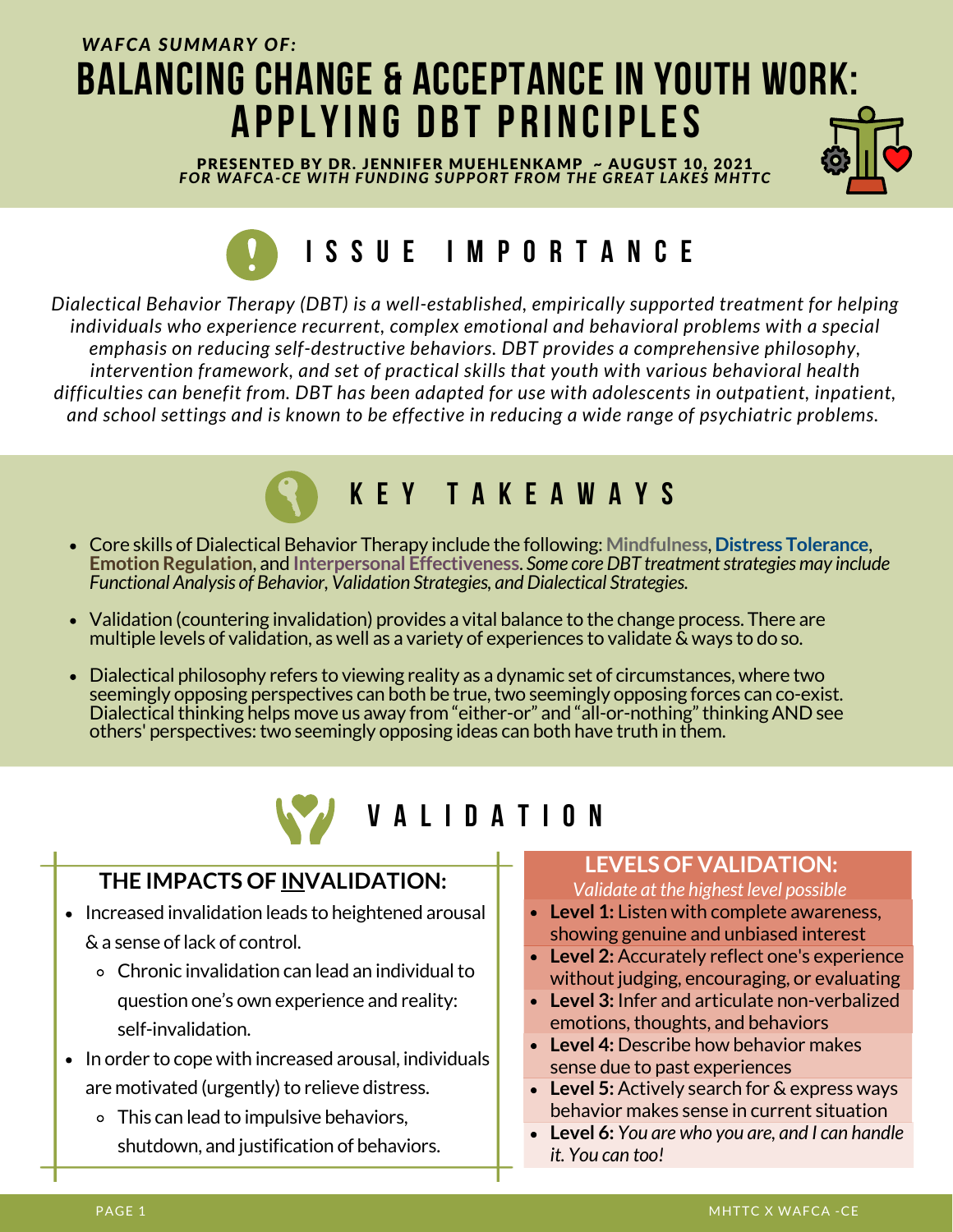*WAFCA SUMMARY OF:*

# BALANCING CHANGE & ACCEPTANCE IN YOUTH WORK: APPLYING DBT PRINCIPLES

**PRESENTED BY DR. JENNIFER MUEHLENKAMP ~ AUGUST 10, 2021**
***FOR WAFCA-CE WITH FUNDING SUPPORT FROM THE GREAT LAKES MHTTC***

## ISSUE IMPORTANCE

*Dialectical Behavior Therapy (DBT) is a well-established, empirically supported treatment for helping individuals who experience recurrent, complex emotional and behavioral problems with a special emphasis on reducing self-destructive behaviors. DBT provides a comprehensive philosophy, intervention framework, and set of practical skills that youth with various behavioral health difficulties can benefit from. DBT has been adapted for use with adolescents in outpatient, inpatient, and school settings and is known to be effective in reducing a wide range of psychiatric problems.*

## KEY TAKEAWAYS

- Core skills of Dialectical Behavior Therapy include the following: **Mindfulness**, **Distress Tolerance**, **Emotion Regulation**, and **Interpersonal Effectiveness**. *Some core DBT treatment strategies may include Functional Analysis of Behavior, Validation Strategies, and Dialectical Strategies.*
- Validation (countering invalidation) provides a vital balance to the change process. There are multiple levels of validation, as well as a variety of experiences to validate & ways to do so.
- Dialectical philosophy refers to viewing reality as a dynamic set of circumstances, where two seemingly opposing perspectives can both be true, two seemingly opposing forces can co-exist. Dialectical thinking helps move us away from "either-or" and "all-or-nothing" thinking AND see others' perspectives: two seemingly opposing ideas can both have truth in them.

## VALIDATION

### THE IMPACTS OF INVALIDATION:

- Increased invalidation leads to heightened arousal & a sense of lack of control.
  - Chronic invalidation can lead an individual to question one's own experience and reality: self-invalidation.
- In order to cope with increased arousal, individuals are motivated (urgently) to relieve distress.
  - This can lead to impulsive behaviors, shutdown, and justification of behaviors.

### LEVELS OF VALIDATION:

*Validate at the highest level possible*

- **Level 1:** Listen with complete awareness, showing genuine and unbiased interest
- **Level 2:** Accurately reflect one's experience without judging, encouraging, or evaluating
- **Level 3:** Infer and articulate non-verbalized emotions, thoughts, and behaviors
- **Level 4:** Describe how behavior makes sense due to past experiences
- **Level 5:** Actively search for & express ways behavior makes sense in current situation
- **Level 6:** *You are who you are, and I can handle it. You can too!*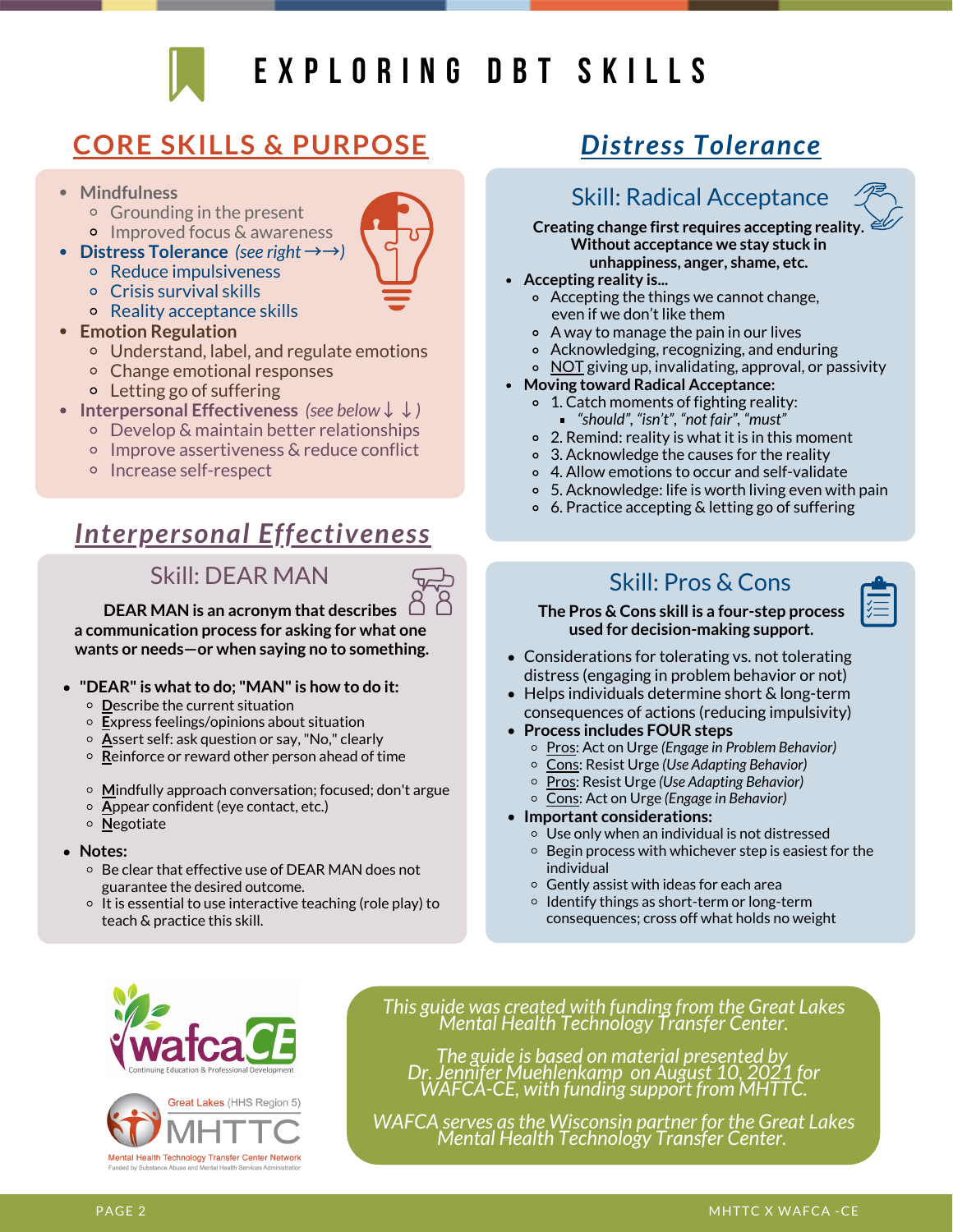# EXPLORING DBT SKILLS

## CORE SKILLS & PURPOSE

- Mindfulness
  - Grounding in the present
  - Improved focus & awareness
- Distress Tolerance *(see right →→)*
  - Reduce impulsiveness
  - Crisis survival skills
  - Reality acceptance skills
- Emotion Regulation
  - Understand, label, and regulate emotions
  - Change emotional responses
  - Letting go of suffering
- Interpersonal Effectiveness *(see below ↓ ↓)*
  - Develop & maintain better relationships
  - Improve assertiveness & reduce conflict
  - Increase self-respect

## *Interpersonal Effectiveness*

### Skill: DEAR MAN

**DEAR MAN is an acronym that describes a communication process for asking for what one wants or needs—or when saying no to something.**

- **"DEAR" is what to do; "MAN" is how to do it:**
  - Describe the current situation
  - Express feelings/opinions about situation
  - Assert self: ask question or say, "No," clearly
  - Reinforce or reward other person ahead of time
  - Mindfully approach conversation; focused; don't argue
  - Appear confident (eye contact, etc.)
  - Negotiate
- **Notes:**
  - Be clear that effective use of DEAR MAN does not guarantee the desired outcome.
  - It is essential to use interactive teaching (role play) to teach & practice this skill.

## *Distress Tolerance*

### Skill: Radical Acceptance

**Creating change first requires accepting reality. Without acceptance we stay stuck in unhappiness, anger, shame, etc.**

- **Accepting reality is...**
  - Accepting the things we cannot change, even if we don't like them
  - A way to manage the pain in our lives
  - Acknowledging, recognizing, and enduring
  - NOT giving up, invalidating, approval, or passivity
- **Moving toward Radical Acceptance:**
  - 1. Catch moments of fighting reality:
    - *"should", "isn't", "not fair", "must"*
  - 2. Remind: reality is what it is in this moment
  - 3. Acknowledge the causes for the reality
  - 4. Allow emotions to occur and self-validate
  - 5. Acknowledge: life is worth living even with pain
  - 6. Practice accepting & letting go of suffering

### Skill: Pros & Cons

**The Pros & Cons skill is a four-step process used for decision-making support.**

- Considerations for tolerating vs. not tolerating distress (engaging in problem behavior or not)
- Helps individuals determine short & long-term consequences of actions (reducing impulsivity)
- **Process includes FOUR steps**
  - Pros: Act on Urge *(Engage in Problem Behavior)*
  - Cons: Resist Urge *(Use Adapting Behavior)*
  - Pros: Resist Urge *(Use Adapting Behavior)*
  - Cons: Act on Urge *(Engage in Behavior)*
- **Important considerations:**
  - Use only when an individual is not distressed
  - Begin process with whichever step is easiest for the individual
  - Gently assist with ideas for each area
  - Identify things as short-term or long-term consequences; cross off what holds no weight

wafcaCE — Continuing Education & Professional Development

Great Lakes (HHS Region 5) MHTTC — Mental Health Technology Transfer Center Network — Funded by Substance Abuse and Mental Health Services Administration

*This guide was created with funding from the Great Lakes Mental Health Technology Transfer Center.*

*The guide is based on material presented by Dr. Jennifer Muehlenkamp on August 10, 2021 for WAFCA-CE, with funding support from MHTTC.*

*WAFCA serves as the Wisconsin partner for the Great Lakes Mental Health Technology Transfer Center.*